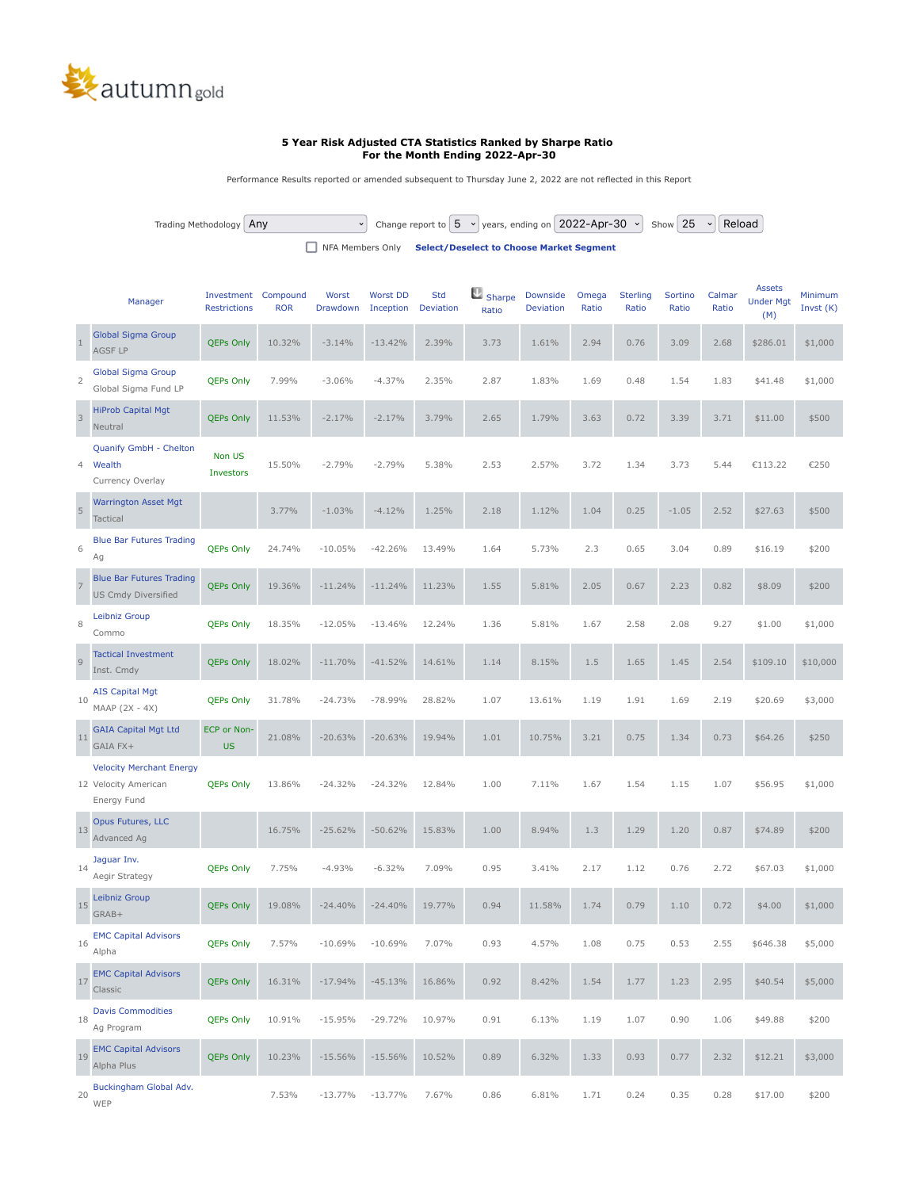autumn gold

### 5 Year Risk Adjusted CTA Statistics Ranked by Sharpe Ratio
### For the Month Ending 2022-Apr-30

Performance Results reported or amended subsequent to Thursday June 2, 2022 are not reflected in this Report

Trading Methodology Any | Change report to 5 years, ending on 2022-Apr-30 | Show 25 | Reload

NFA Members Only | **Select/Deselect to Choose Market Segment**

| | Manager | Investment Restrictions | Compound ROR | Worst Drawdown | Worst DD Inception | Std Deviation | Sharpe Ratio | Downside Deviation | Omega Ratio | Sterling Ratio | Sortino Ratio | Calmar Ratio | Assets Under Mgt (M) | Minimum Invst (K) |
|---|---|---|---|---|---|---|---|---|---|---|---|---|---|---|
| 1 | Global Sigma Group<br>AGSF LP | QEPs Only | 10.32% | -3.14% | -13.42% | 2.39% | 3.73 | 1.61% | 2.94 | 0.76 | 3.09 | 2.68 | $286.01 | $1,000 |
| 2 | Global Sigma Group<br>Global Sigma Fund LP | QEPs Only | 7.99% | -3.06% | -4.37% | 2.35% | 2.87 | 1.83% | 1.69 | 0.48 | 1.54 | 1.83 | $41.48 | $1,000 |
| 3 | HiProb Capital Mgt<br>Neutral | QEPs Only | 11.53% | -2.17% | -2.17% | 3.79% | 2.65 | 1.79% | 3.63 | 0.72 | 3.39 | 3.71 | $11.00 | $500 |
| 4 | Quanify GmbH - Chelton Wealth<br>Currency Overlay | Non US Investors | 15.50% | -2.79% | -2.79% | 5.38% | 2.53 | 2.57% | 3.72 | 1.34 | 3.73 | 5.44 | €113.22 | €250 |
| 5 | Warrington Asset Mgt<br>Tactical | | 3.77% | -1.03% | -4.12% | 1.25% | 2.18 | 1.12% | 1.04 | 0.25 | -1.05 | 2.52 | $27.63 | $500 |
| 6 | Blue Bar Futures Trading<br>Ag | QEPs Only | 24.74% | -10.05% | -42.26% | 13.49% | 1.64 | 5.73% | 2.3 | 0.65 | 3.04 | 0.89 | $16.19 | $200 |
| 7 | Blue Bar Futures Trading<br>US Cmdy Diversified | QEPs Only | 19.36% | -11.24% | -11.24% | 11.23% | 1.55 | 5.81% | 2.05 | 0.67 | 2.23 | 0.82 | $8.09 | $200 |
| 8 | Leibniz Group<br>Commo | QEPs Only | 18.35% | -12.05% | -13.46% | 12.24% | 1.36 | 5.81% | 1.67 | 2.58 | 2.08 | 9.27 | $1.00 | $1,000 |
| 9 | Tactical Investment<br>Inst. Cmdy | QEPs Only | 18.02% | -11.70% | -41.52% | 14.61% | 1.14 | 8.15% | 1.5 | 1.65 | 1.45 | 2.54 | $109.10 | $10,000 |
| 10 | AIS Capital Mgt<br>MAAP (2X - 4X) | QEPs Only | 31.78% | -24.73% | -78.99% | 28.82% | 1.07 | 13.61% | 1.19 | 1.91 | 1.69 | 2.19 | $20.69 | $3,000 |
| 11 | GAIA Capital Mgt Ltd<br>GAIA FX+ | ECP or Non-US | 21.08% | -20.63% | -20.63% | 19.94% | 1.01 | 10.75% | 3.21 | 0.75 | 1.34 | 0.73 | $64.26 | $250 |
| 12 | Velocity Merchant Energy<br>Velocity American Energy Fund | QEPs Only | 13.86% | -24.32% | -24.32% | 12.84% | 1.00 | 7.11% | 1.67 | 1.54 | 1.15 | 1.07 | $56.95 | $1,000 |
| 13 | Opus Futures, LLC<br>Advanced Ag | | 16.75% | -25.62% | -50.62% | 15.83% | 1.00 | 8.94% | 1.3 | 1.29 | 1.20 | 0.87 | $74.89 | $200 |
| 14 | Jaguar Inv.<br>Aegir Strategy | QEPs Only | 7.75% | -4.93% | -6.32% | 7.09% | 0.95 | 3.41% | 2.17 | 1.12 | 0.76 | 2.72 | $67.03 | $1,000 |
| 15 | Leibniz Group<br>GRAB+ | QEPs Only | 19.08% | -24.40% | -24.40% | 19.77% | 0.94 | 11.58% | 1.74 | 0.79 | 1.10 | 0.72 | $4.00 | $1,000 |
| 16 | EMC Capital Advisors<br>Alpha | QEPs Only | 7.57% | -10.69% | -10.69% | 7.07% | 0.93 | 4.57% | 1.08 | 0.75 | 0.53 | 2.55 | $646.38 | $5,000 |
| 17 | EMC Capital Advisors<br>Classic | QEPs Only | 16.31% | -17.94% | -45.13% | 16.86% | 0.92 | 8.42% | 1.54 | 1.77 | 1.23 | 2.95 | $40.54 | $5,000 |
| 18 | Davis Commodities<br>Ag Program | QEPs Only | 10.91% | -15.95% | -29.72% | 10.97% | 0.91 | 6.13% | 1.19 | 1.07 | 0.90 | 1.06 | $49.88 | $200 |
| 19 | EMC Capital Advisors<br>Alpha Plus | QEPs Only | 10.23% | -15.56% | -15.56% | 10.52% | 0.89 | 6.32% | 1.33 | 0.93 | 0.77 | 2.32 | $12.21 | $3,000 |
| 20 | Buckingham Global Adv.<br>WEP | | 7.53% | -13.77% | -13.77% | 7.67% | 0.86 | 6.81% | 1.71 | 0.24 | 0.35 | 0.28 | $17.00 | $200 |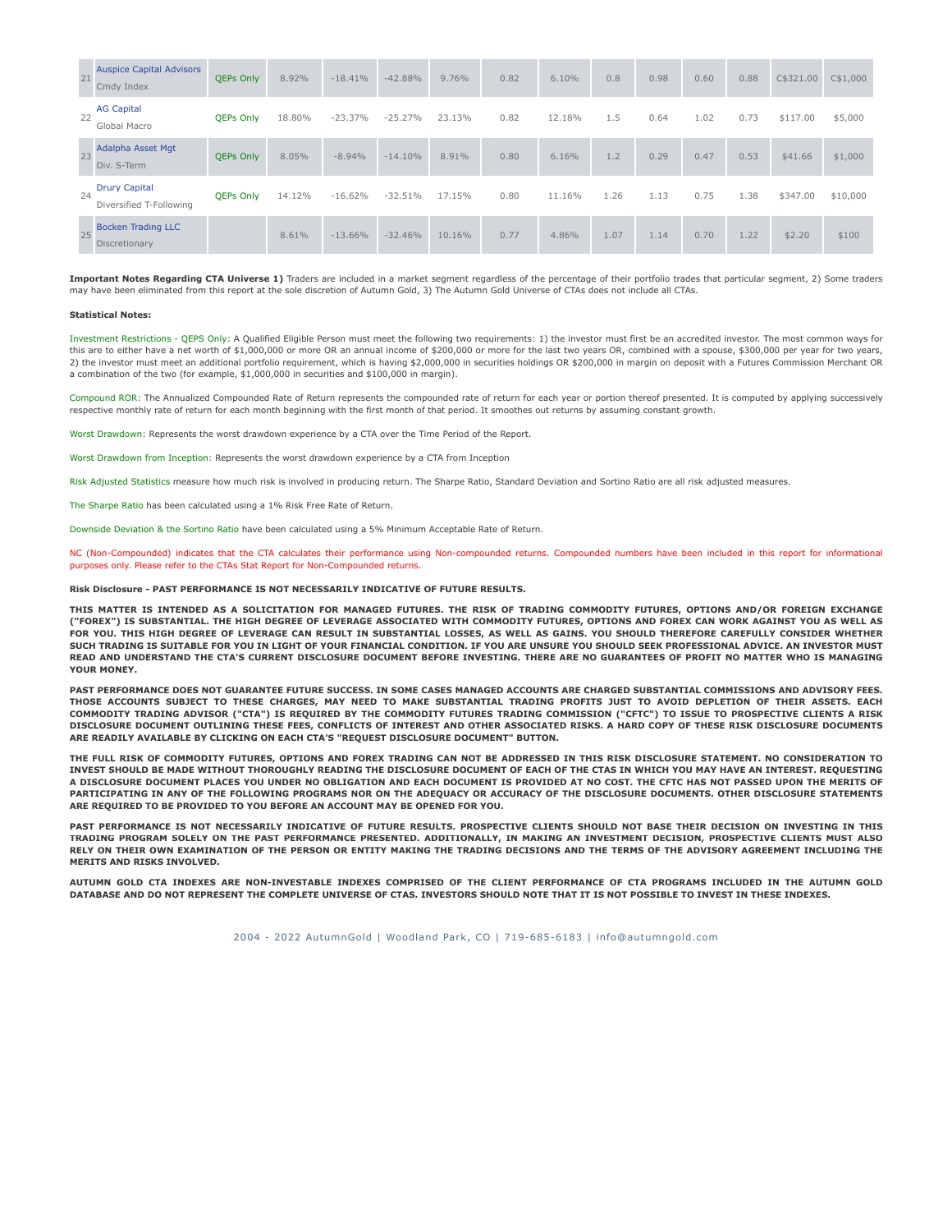| | | | | | | | | | | | | | | |
|---|---|---|---|---|---|---|---|---|---|---|---|---|---|---|
| 21 | Auspice Capital Advisors<br>Cmdy Index | QEPs Only | 8.92% | -18.41% | -42.88% | 9.76% | 0.82 | 6.10% | 0.8 | 0.98 | 0.60 | 0.88 | C$321.00 | C$1,000 |
| 22 | AG Capital<br>Global Macro | QEPs Only | 18.80% | -23.37% | -25.27% | 23.13% | 0.82 | 12.18% | 1.5 | 0.64 | 1.02 | 0.73 | $117.00 | $5,000 |
| 23 | Adalpha Asset Mgt<br>Div. S-Term | QEPs Only | 8.05% | -8.94% | -14.10% | 8.91% | 0.80 | 6.16% | 1.2 | 0.29 | 0.47 | 0.53 | $41.66 | $1,000 |
| 24 | Drury Capital<br>Diversified T-Following | QEPs Only | 14.12% | -16.62% | -32.51% | 17.15% | 0.80 | 11.16% | 1.26 | 1.13 | 0.75 | 1.38 | $347.00 | $10,000 |
| 25 | Bocken Trading LLC<br>Discretionary | | 8.61% | -13.66% | -32.46% | 10.16% | 0.77 | 4.86% | 1.07 | 1.14 | 0.70 | 1.22 | $2.20 | $100 |

**Important Notes Regarding CTA Universe 1)** Traders are included in a market segment regardless of the percentage of their portfolio trades that particular segment, 2) Some traders may have been eliminated from this report at the sole discretion of Autumn Gold, 3) The Autumn Gold Universe of CTAs does not include all CTAs.

**Statistical Notes:**

Investment Restrictions - QEPS Only: A Qualified Eligible Person must meet the following two requirements: 1) the investor must first be an accredited investor. The most common ways for this are to either have a net worth of $1,000,000 or more OR an annual income of $200,000 or more for the last two years OR, combined with a spouse, $300,000 per year for two years, 2) the investor must meet an additional portfolio requirement, which is having $2,000,000 in securities holdings OR $200,000 in margin on deposit with a Futures Commission Merchant OR a combination of the two (for example, $1,000,000 in securities and $100,000 in margin).

Compound ROR: The Annualized Compounded Rate of Return represents the compounded rate of return for each year or portion thereof presented. It is computed by applying successively respective monthly rate of return for each month beginning with the first month of that period. It smoothes out returns by assuming constant growth.

Worst Drawdown: Represents the worst drawdown experience by a CTA over the Time Period of the Report.

Worst Drawdown from Inception: Represents the worst drawdown experience by a CTA from Inception

Risk Adjusted Statistics measure how much risk is involved in producing return. The Sharpe Ratio, Standard Deviation and Sortino Ratio are all risk adjusted measures.

The Sharpe Ratio has been calculated using a 1% Risk Free Rate of Return.

Downside Deviation & the Sortino Ratio have been calculated using a 5% Minimum Acceptable Rate of Return.

NC (Non-Compounded) indicates that the CTA calculates their performance using Non-compounded returns. Compounded numbers have been included in this report for informational purposes only. Please refer to the CTAs Stat Report for Non-Compounded returns.

**Risk Disclosure - PAST PERFORMANCE IS NOT NECESSARILY INDICATIVE OF FUTURE RESULTS.**

**THIS MATTER IS INTENDED AS A SOLICITATION FOR MANAGED FUTURES. THE RISK OF TRADING COMMODITY FUTURES, OPTIONS AND/OR FOREIGN EXCHANGE ("FOREX") IS SUBSTANTIAL. THE HIGH DEGREE OF LEVERAGE ASSOCIATED WITH COMMODITY FUTURES, OPTIONS AND FOREX CAN WORK AGAINST YOU AS WELL AS FOR YOU. THIS HIGH DEGREE OF LEVERAGE CAN RESULT IN SUBSTANTIAL LOSSES, AS WELL AS GAINS. YOU SHOULD THEREFORE CAREFULLY CONSIDER WHETHER SUCH TRADING IS SUITABLE FOR YOU IN LIGHT OF YOUR FINANCIAL CONDITION. IF YOU ARE UNSURE YOU SHOULD SEEK PROFESSIONAL ADVICE. AN INVESTOR MUST READ AND UNDERSTAND THE CTA'S CURRENT DISCLOSURE DOCUMENT BEFORE INVESTING. THERE ARE NO GUARANTEES OF PROFIT NO MATTER WHO IS MANAGING YOUR MONEY.**

**PAST PERFORMANCE DOES NOT GUARANTEE FUTURE SUCCESS. IN SOME CASES MANAGED ACCOUNTS ARE CHARGED SUBSTANTIAL COMMISSIONS AND ADVISORY FEES. THOSE ACCOUNTS SUBJECT TO THESE CHARGES, MAY NEED TO MAKE SUBSTANTIAL TRADING PROFITS JUST TO AVOID DEPLETION OF THEIR ASSETS. EACH COMMODITY TRADING ADVISOR ("CTA") IS REQUIRED BY THE COMMODITY FUTURES TRADING COMMISSION ("CFTC") TO ISSUE TO PROSPECTIVE CLIENTS A RISK DISCLOSURE DOCUMENT OUTLINING THESE FEES, CONFLICTS OF INTEREST AND OTHER ASSOCIATED RISKS. A HARD COPY OF THESE RISK DISCLOSURE DOCUMENTS ARE READILY AVAILABLE BY CLICKING ON EACH CTA'S "REQUEST DISCLOSURE DOCUMENT" BUTTON.**

**THE FULL RISK OF COMMODITY FUTURES, OPTIONS AND FOREX TRADING CAN NOT BE ADDRESSED IN THIS RISK DISCLOSURE STATEMENT. NO CONSIDERATION TO INVEST SHOULD BE MADE WITHOUT THOROUGHLY READING THE DISCLOSURE DOCUMENT OF EACH OF THE CTAS IN WHICH YOU MAY HAVE AN INTEREST. REQUESTING A DISCLOSURE DOCUMENT PLACES YOU UNDER NO OBLIGATION AND EACH DOCUMENT IS PROVIDED AT NO COST. THE CFTC HAS NOT PASSED UPON THE MERITS OF PARTICIPATING IN ANY OF THE FOLLOWING PROGRAMS NOR ON THE ADEQUACY OR ACCURACY OF THE DISCLOSURE DOCUMENTS. OTHER DISCLOSURE STATEMENTS ARE REQUIRED TO BE PROVIDED TO YOU BEFORE AN ACCOUNT MAY BE OPENED FOR YOU.**

**PAST PERFORMANCE IS NOT NECESSARILY INDICATIVE OF FUTURE RESULTS. PROSPECTIVE CLIENTS SHOULD NOT BASE THEIR DECISION ON INVESTING IN THIS TRADING PROGRAM SOLELY ON THE PAST PERFORMANCE PRESENTED. ADDITIONALLY, IN MAKING AN INVESTMENT DECISION, PROSPECTIVE CLIENTS MUST ALSO RELY ON THEIR OWN EXAMINATION OF THE PERSON OR ENTITY MAKING THE TRADING DECISIONS AND THE TERMS OF THE ADVISORY AGREEMENT INCLUDING THE MERITS AND RISKS INVOLVED.**

**AUTUMN GOLD CTA INDEXES ARE NON-INVESTABLE INDEXES COMPRISED OF THE CLIENT PERFORMANCE OF CTA PROGRAMS INCLUDED IN THE AUTUMN GOLD DATABASE AND DO NOT REPRESENT THE COMPLETE UNIVERSE OF CTAS. INVESTORS SHOULD NOTE THAT IT IS NOT POSSIBLE TO INVEST IN THESE INDEXES.**

2004 - 2022 AutumnGold | Woodland Park, CO | 719-685-6183 | info@autumngold.com